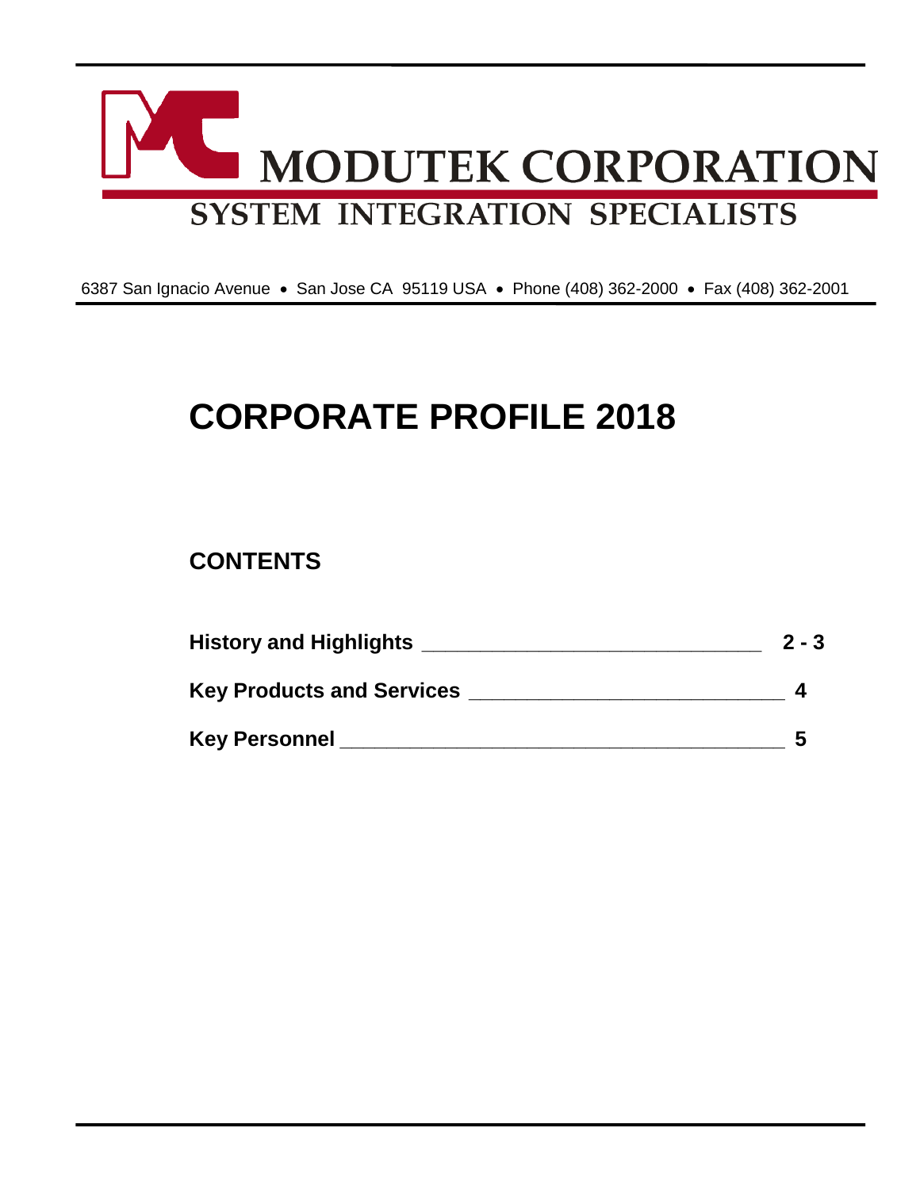# MODUTEK CORPORATION

**SYSTEM INTEGRATION SPECIALISTS**

6387 San Ignacio Avenue • San Jose CA 95119 USA • Phone (408) 362-2000 • Fax (408) 362-2001

# CORPORATE PROFILE 2018

## CONTENTS

**History and Highlights** ____________________________ **2 - 3**

**Key Products and Services** __________________________ **4**

**Key Personnel** _____________________________________ **5**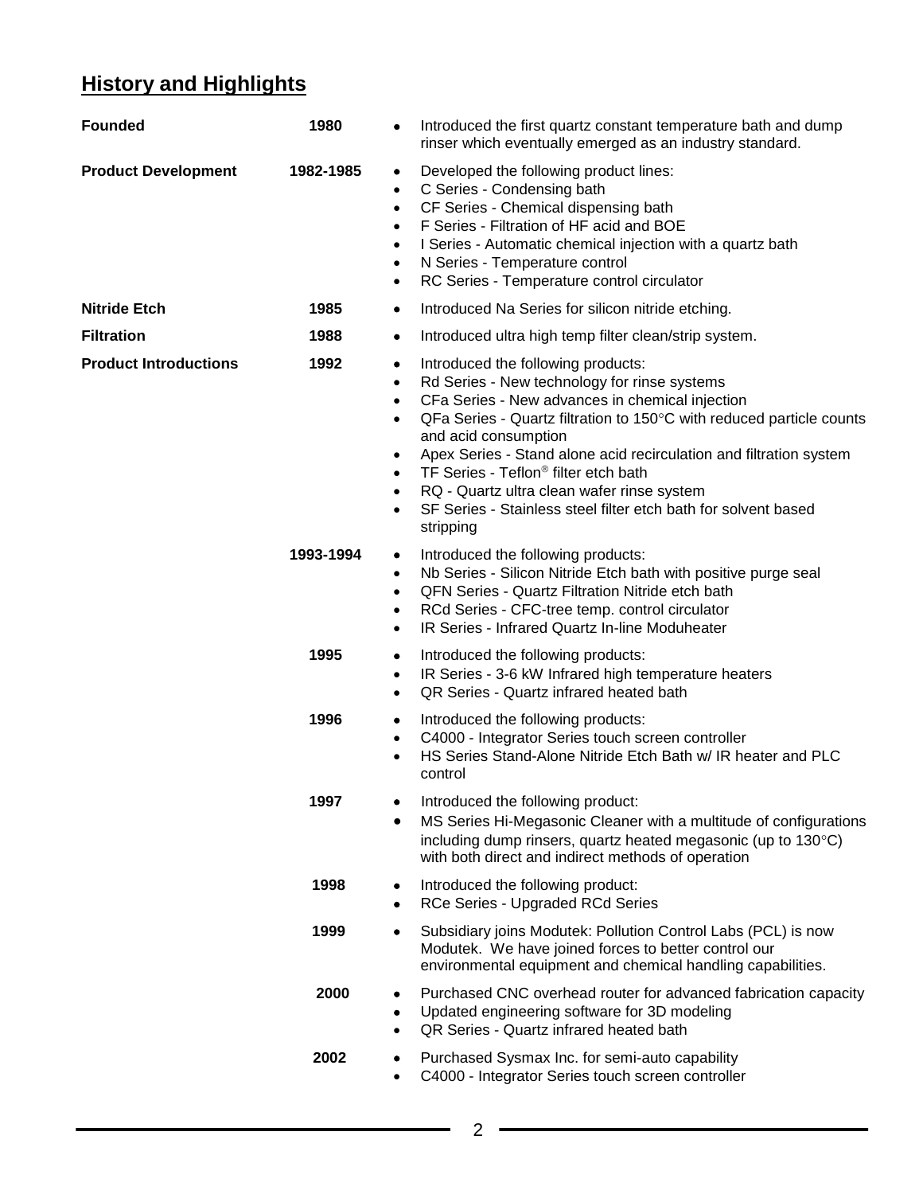## History and Highlights

| | | |
|---|---|---|
| **Founded** | **1980** | • Introduced the first quartz constant temperature bath and dump rinser which eventually emerged as an industry standard. |
| **Product Development** | **1982-1985** | • Developed the following product lines:<br>• C Series - Condensing bath<br>• CF Series - Chemical dispensing bath<br>• F Series - Filtration of HF acid and BOE<br>• I Series - Automatic chemical injection with a quartz bath<br>• N Series - Temperature control<br>• RC Series - Temperature control circulator |
| **Nitride Etch** | **1985** | • Introduced Na Series for silicon nitride etching. |
| **Filtration** | **1988** | • Introduced ultra high temp filter clean/strip system. |
| **Product Introductions** | **1992** | • Introduced the following products:<br>• Rd Series - New technology for rinse systems<br>• CFa Series - New advances in chemical injection<br>• QFa Series - Quartz filtration to 150°C with reduced particle counts and acid consumption<br>• Apex Series - Stand alone acid recirculation and filtration system<br>• TF Series - Teflon® filter etch bath<br>• RQ - Quartz ultra clean wafer rinse system<br>• SF Series - Stainless steel filter etch bath for solvent based stripping |
| | **1993-1994** | • Introduced the following products:<br>• Nb Series - Silicon Nitride Etch bath with positive purge seal<br>• QFN Series - Quartz Filtration Nitride etch bath<br>• RCd Series - CFC-tree temp. control circulator<br>• IR Series - Infrared Quartz In-line Moduheater |
| | **1995** | • Introduced the following products:<br>• IR Series - 3-6 kW Infrared high temperature heaters<br>• QR Series - Quartz infrared heated bath |
| | **1996** | • Introduced the following products:<br>• C4000 - Integrator Series touch screen controller<br>• HS Series Stand-Alone Nitride Etch Bath w/ IR heater and PLC control |
| | **1997** | • Introduced the following product:<br>• MS Series Hi-Megasonic Cleaner with a multitude of configurations including dump rinsers, quartz heated megasonic (up to 130°C) with both direct and indirect methods of operation |
| | **1998** | • Introduced the following product:<br>• RCe Series - Upgraded RCd Series |
| | **1999** | • Subsidiary joins Modutek: Pollution Control Labs (PCL) is now Modutek. We have joined forces to better control our environmental equipment and chemical handling capabilities. |
| | **2000** | • Purchased CNC overhead router for advanced fabrication capacity<br>• Updated engineering software for 3D modeling<br>• QR Series - Quartz infrared heated bath |
| | **2002** | • Purchased Sysmax Inc. for semi-auto capability<br>• C4000 - Integrator Series touch screen controller |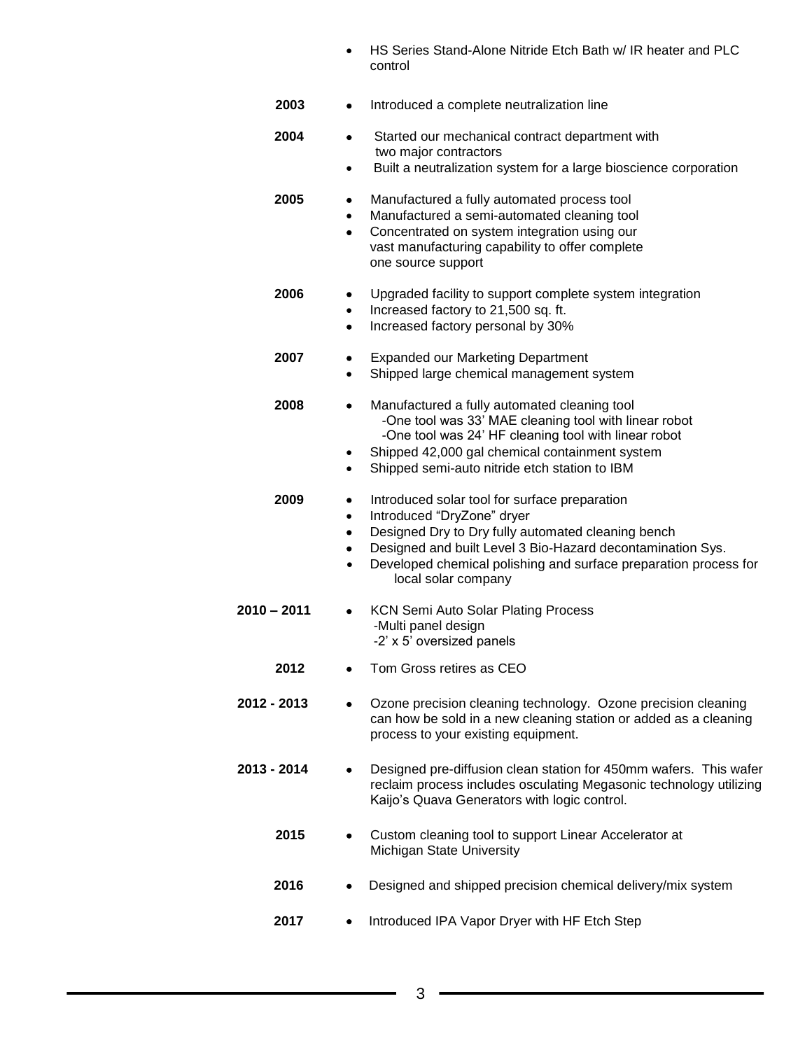- HS Series Stand-Alone Nitride Etch Bath w/ IR heater and PLC control

**2003**

- Introduced a complete neutralization line

**2004**

- Started our mechanical contract department with two major contractors
- Built a neutralization system for a large bioscience corporation

**2005**

- Manufactured a fully automated process tool
- Manufactured a semi-automated cleaning tool
- Concentrated on system integration using our vast manufacturing capability to offer complete one source support

**2006**

- Upgraded facility to support complete system integration
- Increased factory to 21,500 sq. ft.
- Increased factory personal by 30%

**2007**

- Expanded our Marketing Department
- Shipped large chemical management system

**2008**

- Manufactured a fully automated cleaning tool
  - -One tool was 33' MAE cleaning tool with linear robot
  - -One tool was 24' HF cleaning tool with linear robot
- Shipped 42,000 gal chemical containment system
- Shipped semi-auto nitride etch station to IBM

**2009**

- Introduced solar tool for surface preparation
- Introduced "DryZone" dryer
- Designed Dry to Dry fully automated cleaning bench
- Designed and built Level 3 Bio-Hazard decontamination Sys.
- Developed chemical polishing and surface preparation process for local solar company

**2010 – 2011**

- KCN Semi Auto Solar Plating Process
  - -Multi panel design
  - -2' x 5' oversized panels

**2012**

- Tom Gross retires as CEO

**2012 - 2013**

- Ozone precision cleaning technology. Ozone precision cleaning can how be sold in a new cleaning station or added as a cleaning process to your existing equipment.

**2013 - 2014**

- Designed pre-diffusion clean station for 450mm wafers. This wafer reclaim process includes osculating Megasonic technology utilizing Kaijo's Quava Generators with logic control.

**2015**

- Custom cleaning tool to support Linear Accelerator at Michigan State University

**2016**

- Designed and shipped precision chemical delivery/mix system

**2017**

- Introduced IPA Vapor Dryer with HF Etch Step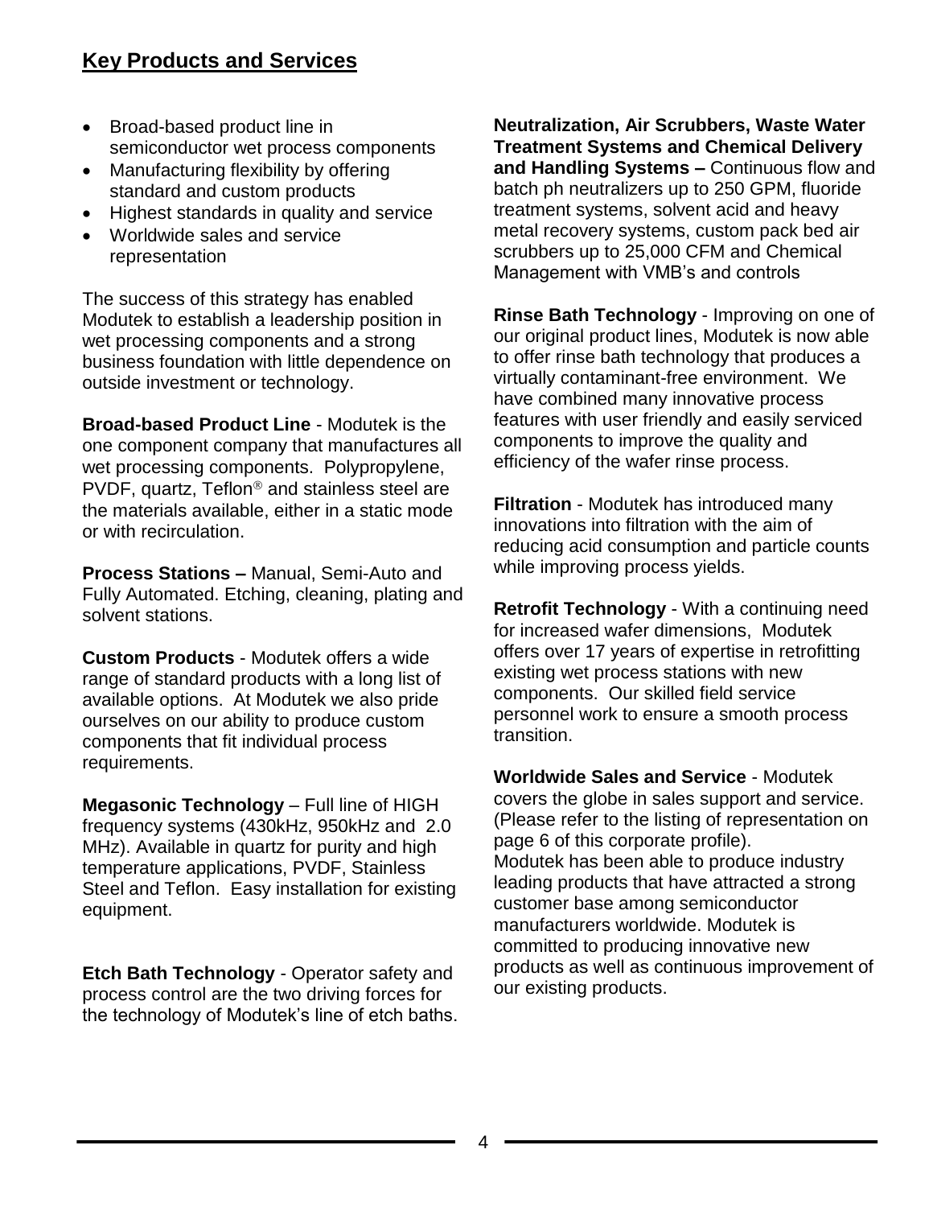## Key Products and Services

- Broad-based product line in semiconductor wet process components
- Manufacturing flexibility by offering standard and custom products
- Highest standards in quality and service
- Worldwide sales and service representation

The success of this strategy has enabled Modutek to establish a leadership position in wet processing components and a strong business foundation with little dependence on outside investment or technology.

**Broad-based Product Line** - Modutek is the one component company that manufactures all wet processing components. Polypropylene, PVDF, quartz, Teflon® and stainless steel are the materials available, either in a static mode or with recirculation.

**Process Stations –** Manual, Semi-Auto and Fully Automated. Etching, cleaning, plating and solvent stations.

**Custom Products** - Modutek offers a wide range of standard products with a long list of available options. At Modutek we also pride ourselves on our ability to produce custom components that fit individual process requirements.

**Megasonic Technology** – Full line of HIGH frequency systems (430kHz, 950kHz and 2.0 MHz). Available in quartz for purity and high temperature applications, PVDF, Stainless Steel and Teflon. Easy installation for existing equipment.

**Etch Bath Technology** - Operator safety and process control are the two driving forces for the technology of Modutek's line of etch baths.

**Neutralization, Air Scrubbers, Waste Water Treatment Systems and Chemical Delivery and Handling Systems –** Continuous flow and batch ph neutralizers up to 250 GPM, fluoride treatment systems, solvent acid and heavy metal recovery systems, custom pack bed air scrubbers up to 25,000 CFM and Chemical Management with VMB's and controls

**Rinse Bath Technology** - Improving on one of our original product lines, Modutek is now able to offer rinse bath technology that produces a virtually contaminant-free environment. We have combined many innovative process features with user friendly and easily serviced components to improve the quality and efficiency of the wafer rinse process.

**Filtration** - Modutek has introduced many innovations into filtration with the aim of reducing acid consumption and particle counts while improving process yields.

**Retrofit Technology** - With a continuing need for increased wafer dimensions, Modutek offers over 17 years of expertise in retrofitting existing wet process stations with new components. Our skilled field service personnel work to ensure a smooth process transition.

**Worldwide Sales and Service** - Modutek covers the globe in sales support and service. (Please refer to the listing of representation on page 6 of this corporate profile).
Modutek has been able to produce industry leading products that have attracted a strong customer base among semiconductor manufacturers worldwide. Modutek is committed to producing innovative new products as well as continuous improvement of our existing products.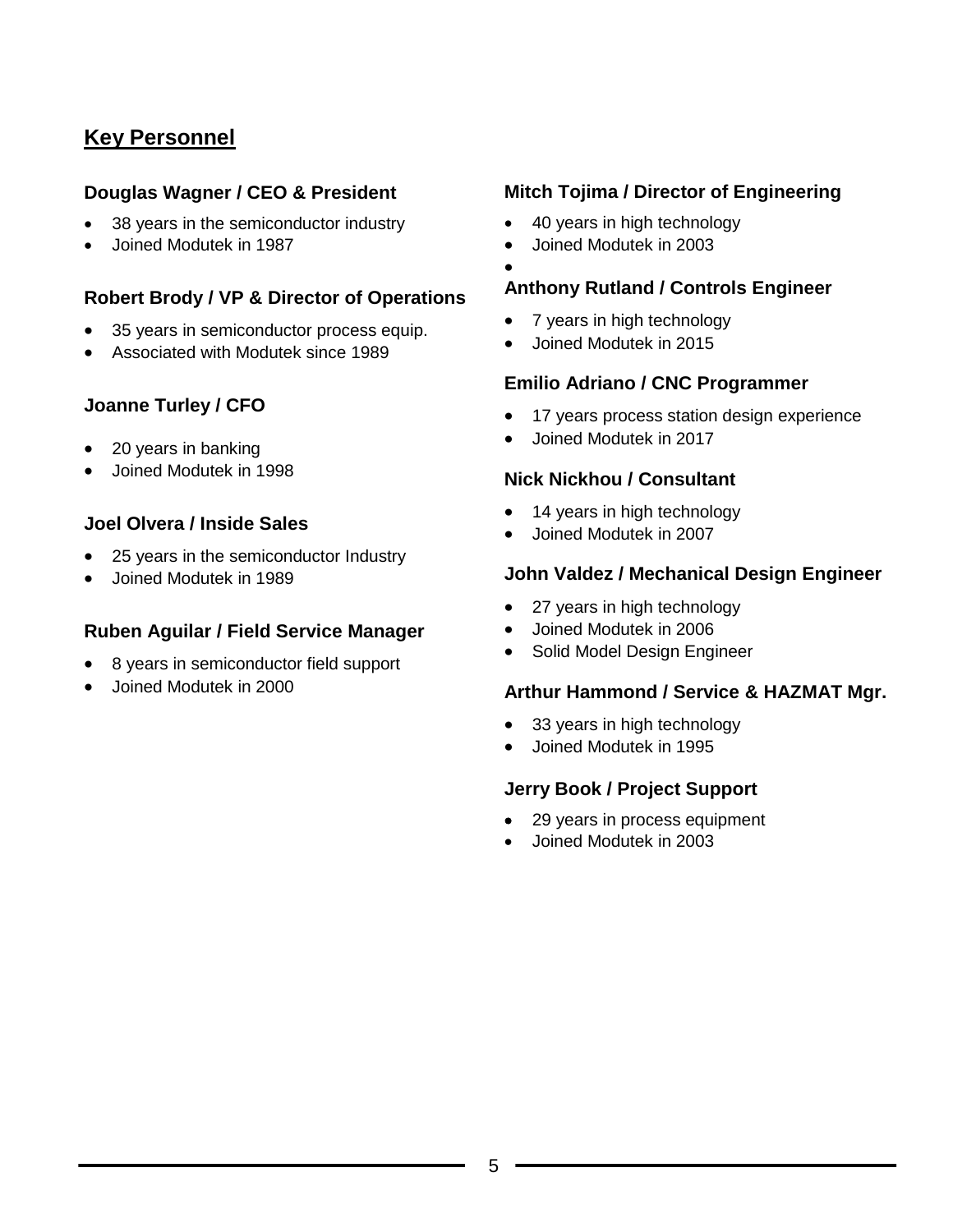## Key Personnel

### Douglas Wagner / CEO & President

- 38 years in the semiconductor industry
- Joined Modutek in 1987

### Robert Brody / VP & Director of Operations

- 35 years in semiconductor process equip.
- Associated with Modutek since 1989

### Joanne Turley / CFO

- 20 years in banking
- Joined Modutek in 1998

### Joel Olvera / Inside Sales

- 25 years in the semiconductor Industry
- Joined Modutek in 1989

### Ruben Aguilar / Field Service Manager

- 8 years in semiconductor field support
- Joined Modutek in 2000

### Mitch Tojima / Director of Engineering

- 40 years in high technology
- Joined Modutek in 2003

### Anthony Rutland / Controls Engineer

- 7 years in high technology
- Joined Modutek in 2015

### Emilio Adriano / CNC Programmer

- 17 years process station design experience
- Joined Modutek in 2017

### Nick Nickhou / Consultant

- 14 years in high technology
- Joined Modutek in 2007

### John Valdez / Mechanical Design Engineer

- 27 years in high technology
- Joined Modutek in 2006
- Solid Model Design Engineer

### Arthur Hammond / Service & HAZMAT Mgr.

- 33 years in high technology
- Joined Modutek in 1995

### Jerry Book / Project Support

- 29 years in process equipment
- Joined Modutek in 2003